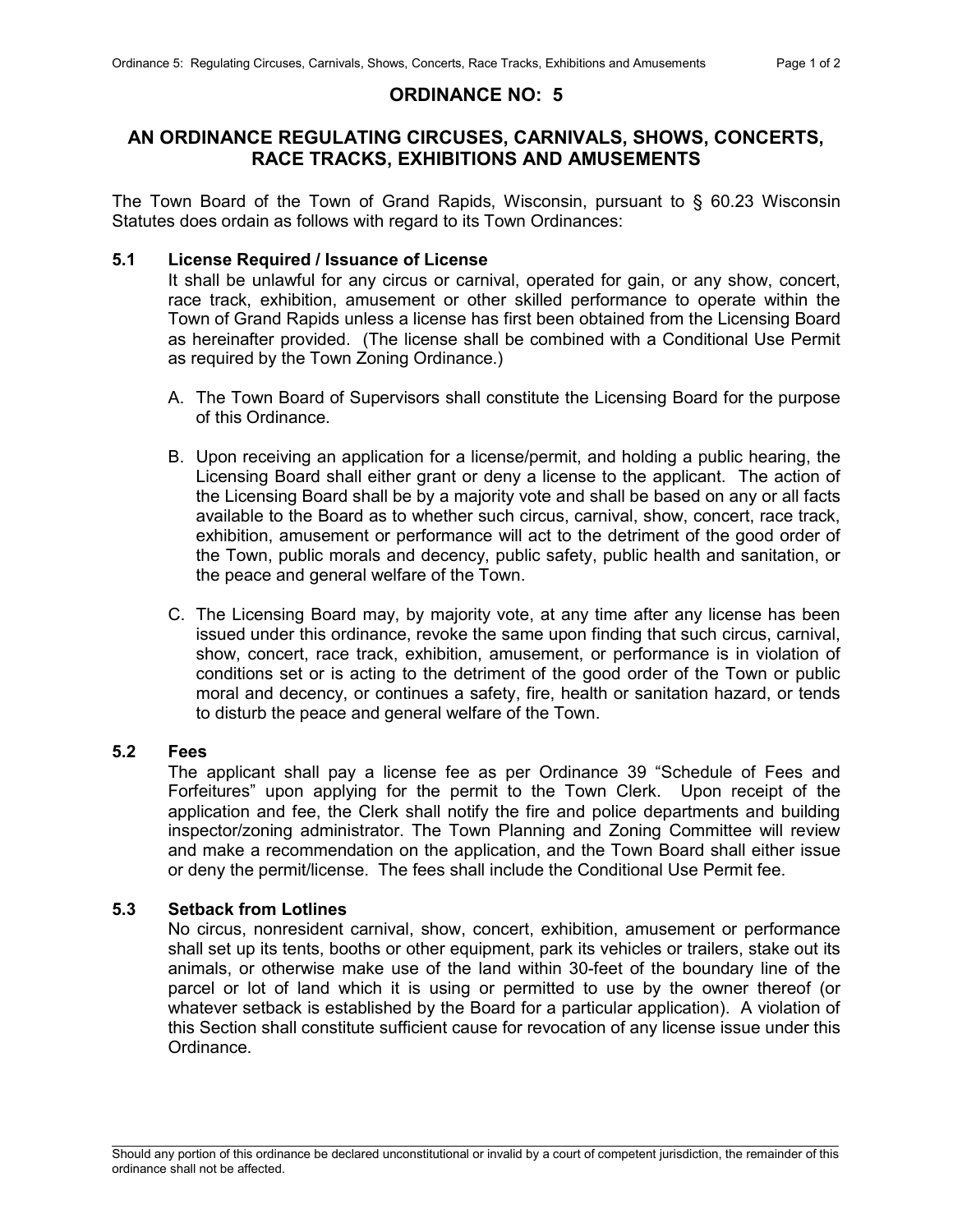# ORDINANCE NO: 5

## AN ORDINANCE REGULATING CIRCUSES, CARNIVALS, SHOWS, CONCERTS, RACE TRACKS, EXHIBITIONS AND AMUSEMENTS

The Town Board of the Town of Grand Rapids, Wisconsin, pursuant to § 60.23 Wisconsin Statutes does ordain as follows with regard to its Town Ordinances:

### 5.1 License Required / Issuance of License

It shall be unlawful for any circus or carnival, operated for gain, or any show, concert, race track, exhibition, amusement or other skilled performance to operate within the Town of Grand Rapids unless a license has first been obtained from the Licensing Board as hereinafter provided. (The license shall be combined with a Conditional Use Permit as required by the Town Zoning Ordinance.)

A. The Town Board of Supervisors shall constitute the Licensing Board for the purpose of this Ordinance.

B. Upon receiving an application for a license/permit, and holding a public hearing, the Licensing Board shall either grant or deny a license to the applicant. The action of the Licensing Board shall be by a majority vote and shall be based on any or all facts available to the Board as to whether such circus, carnival, show, concert, race track, exhibition, amusement or performance will act to the detriment of the good order of the Town, public morals and decency, public safety, public health and sanitation, or the peace and general welfare of the Town.

C. The Licensing Board may, by majority vote, at any time after any license has been issued under this ordinance, revoke the same upon finding that such circus, carnival, show, concert, race track, exhibition, amusement, or performance is in violation of conditions set or is acting to the detriment of the good order of the Town or public moral and decency, or continues a safety, fire, health or sanitation hazard, or tends to disturb the peace and general welfare of the Town.

### 5.2 Fees

The applicant shall pay a license fee as per Ordinance 39 "Schedule of Fees and Forfeitures" upon applying for the permit to the Town Clerk. Upon receipt of the application and fee, the Clerk shall notify the fire and police departments and building inspector/zoning administrator. The Town Planning and Zoning Committee will review and make a recommendation on the application, and the Town Board shall either issue or deny the permit/license. The fees shall include the Conditional Use Permit fee.

### 5.3 Setback from Lotlines

No circus, nonresident carnival, show, concert, exhibition, amusement or performance shall set up its tents, booths or other equipment, park its vehicles or trailers, stake out its animals, or otherwise make use of the land within 30-feet of the boundary line of the parcel or lot of land which it is using or permitted to use by the owner thereof (or whatever setback is established by the Board for a particular application). A violation of this Section shall constitute sufficient cause for revocation of any license issue under this Ordinance.

Should any portion of this ordinance be declared unconstitutional or invalid by a court of competent jurisdiction, the remainder of this ordinance shall not be affected.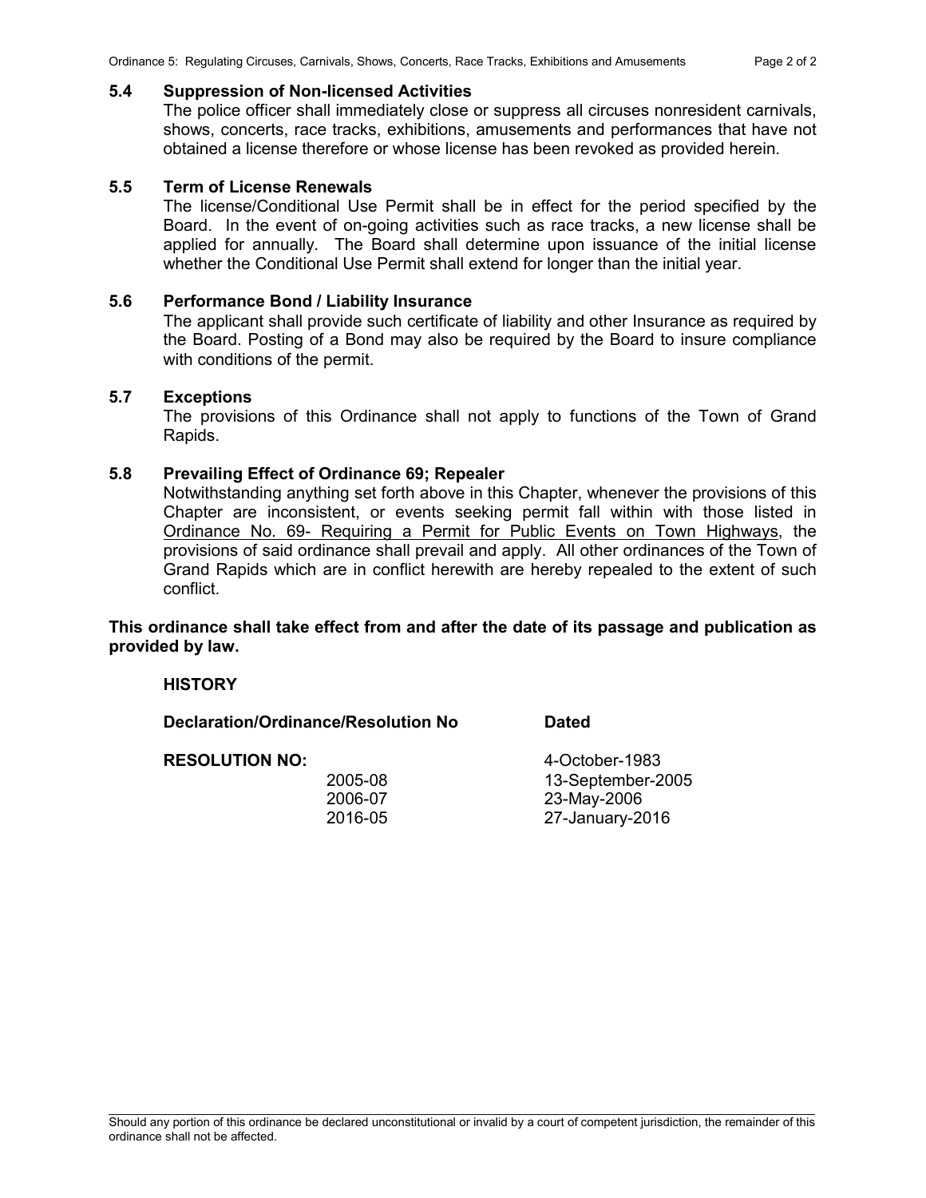### 5.4 Suppression of Non-licensed Activities

The police officer shall immediately close or suppress all circuses nonresident carnivals, shows, concerts, race tracks, exhibitions, amusements and performances that have not obtained a license therefore or whose license has been revoked as provided herein.

### 5.5 Term of License Renewals

The license/Conditional Use Permit shall be in effect for the period specified by the Board. In the event of on-going activities such as race tracks, a new license shall be applied for annually. The Board shall determine upon issuance of the initial license whether the Conditional Use Permit shall extend for longer than the initial year.

### 5.6 Performance Bond / Liability Insurance

The applicant shall provide such certificate of liability and other Insurance as required by the Board. Posting of a Bond may also be required by the Board to insure compliance with conditions of the permit.

### 5.7 Exceptions

The provisions of this Ordinance shall not apply to functions of the Town of Grand Rapids.

### 5.8 Prevailing Effect of Ordinance 69; Repealer

Notwithstanding anything set forth above in this Chapter, whenever the provisions of this Chapter are inconsistent, or events seeking permit fall within with those listed in Ordinance No. 69- Requiring a Permit for Public Events on Town Highways, the provisions of said ordinance shall prevail and apply. All other ordinances of the Town of Grand Rapids which are in conflict herewith are hereby repealed to the extent of such conflict.

**This ordinance shall take effect from and after the date of its passage and publication as provided by law.**

**HISTORY**

| Declaration/Ordinance/Resolution No | | Dated |
|---|---|---|
| RESOLUTION NO: | | 4-October-1983 |
| | 2005-08 | 13-September-2005 |
| | 2006-07 | 23-May-2006 |
| | 2016-05 | 27-January-2016 |

Should any portion of this ordinance be declared unconstitutional or invalid by a court of competent jurisdiction, the remainder of this ordinance shall not be affected.